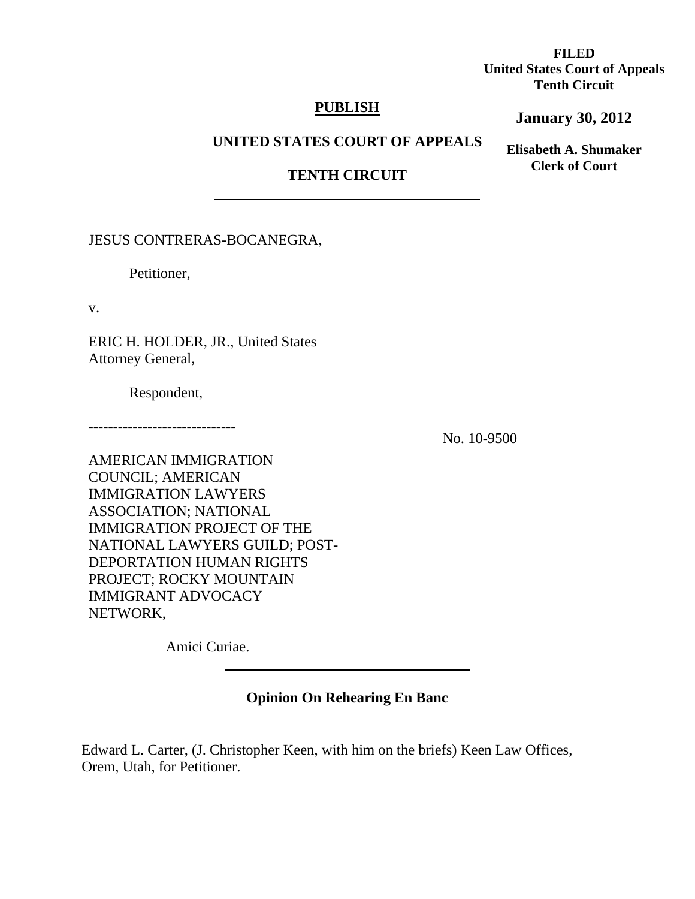**FILED**
**United States Court of Appeals**
**Tenth Circuit**

**January 30, 2012**

**Elisabeth A. Shumaker**
**Clerk of Court**

**PUBLISH**

**UNITED STATES COURT OF APPEALS**

**TENTH CIRCUIT**

JESUS CONTRERAS-BOCANEGRA,

Petitioner,

v.

ERIC H. HOLDER, JR., United States Attorney General,

Respondent,

------------------------------

AMERICAN IMMIGRATION COUNCIL; AMERICAN IMMIGRATION LAWYERS ASSOCIATION; NATIONAL IMMIGRATION PROJECT OF THE NATIONAL LAWYERS GUILD; POST-DEPORTATION HUMAN RIGHTS PROJECT; ROCKY MOUNTAIN IMMIGRANT ADVOCACY NETWORK,

Amici Curiae.

No. 10-9500

**Opinion On Rehearing En Banc**

Edward L. Carter, (J. Christopher Keen, with him on the briefs) Keen Law Offices, Orem, Utah, for Petitioner.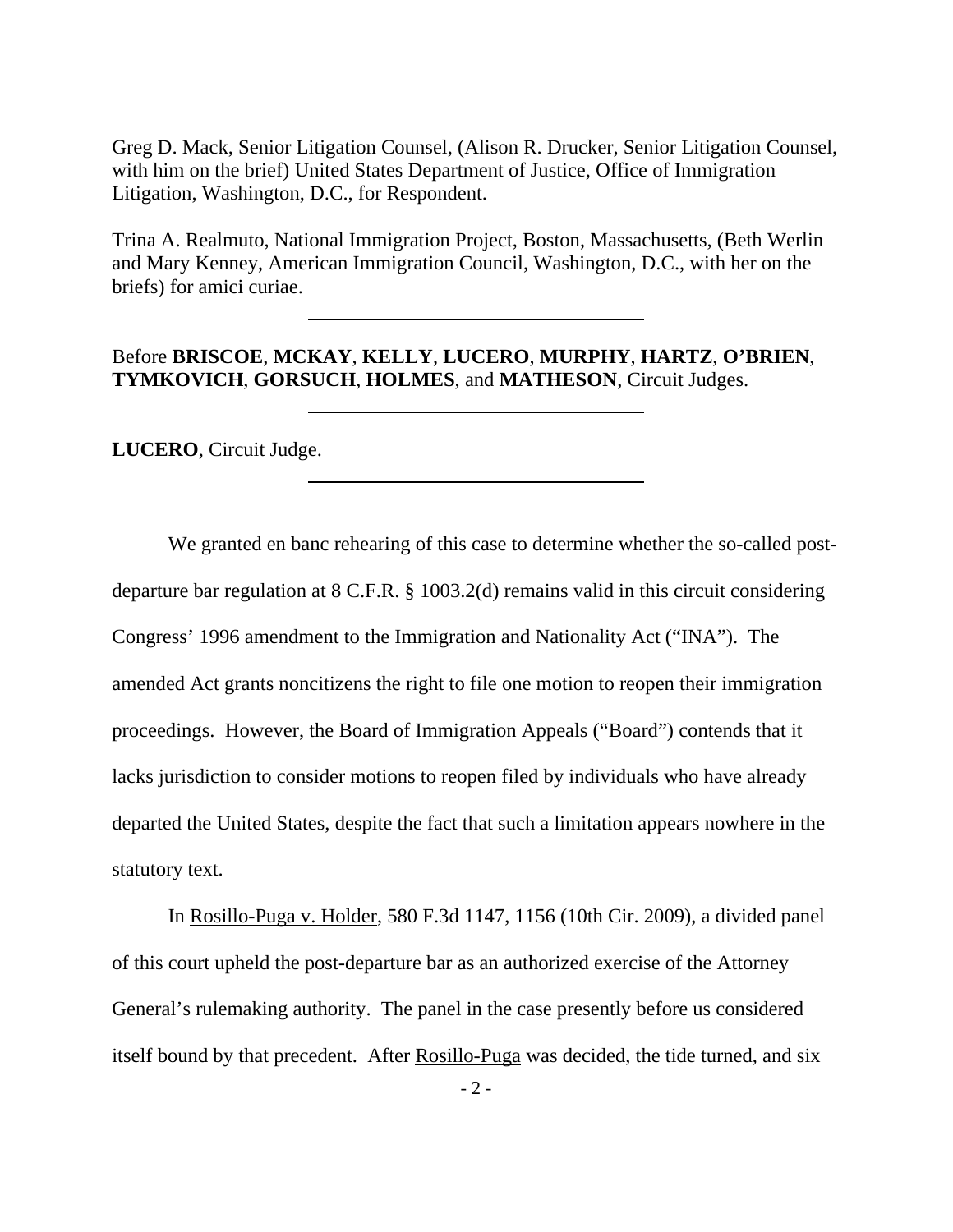Greg D. Mack, Senior Litigation Counsel, (Alison R. Drucker, Senior Litigation Counsel, with him on the brief) United States Department of Justice, Office of Immigration Litigation, Washington, D.C., for Respondent.

Trina A. Realmuto, National Immigration Project, Boston, Massachusetts, (Beth Werlin and Mary Kenney, American Immigration Council, Washington, D.C., with her on the briefs) for amici curiae.

---

Before **BRISCOE**, **MCKAY**, **KELLY**, **LUCERO**, **MURPHY**, **HARTZ**, **O'BRIEN**, **TYMKOVICH**, **GORSUCH**, **HOLMES**, and **MATHESON**, Circuit Judges.

---

**LUCERO**, Circuit Judge.

---

We granted en banc rehearing of this case to determine whether the so-called post-departure bar regulation at 8 C.F.R. § 1003.2(d) remains valid in this circuit considering Congress' 1996 amendment to the Immigration and Nationality Act ("INA"). The amended Act grants noncitizens the right to file one motion to reopen their immigration proceedings. However, the Board of Immigration Appeals ("Board") contends that it lacks jurisdiction to consider motions to reopen filed by individuals who have already departed the United States, despite the fact that such a limitation appears nowhere in the statutory text.

In Rosillo-Puga v. Holder, 580 F.3d 1147, 1156 (10th Cir. 2009), a divided panel of this court upheld the post-departure bar as an authorized exercise of the Attorney General's rulemaking authority. The panel in the case presently before us considered itself bound by that precedent. After Rosillo-Puga was decided, the tide turned, and six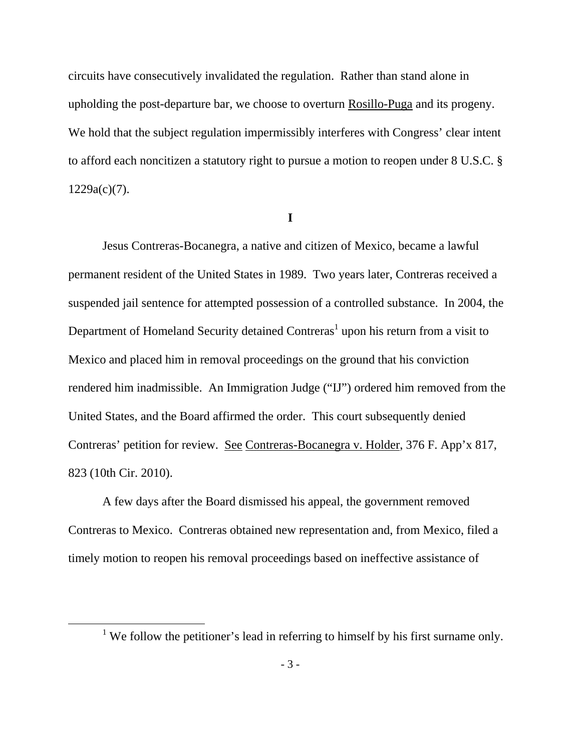circuits have consecutively invalidated the regulation. Rather than stand alone in upholding the post-departure bar, we choose to overturn Rosillo-Puga and its progeny. We hold that the subject regulation impermissibly interferes with Congress' clear intent to afford each noncitizen a statutory right to pursue a motion to reopen under 8 U.S.C. § 1229a(c)(7).

## I

Jesus Contreras-Bocanegra, a native and citizen of Mexico, became a lawful permanent resident of the United States in 1989. Two years later, Contreras received a suspended jail sentence for attempted possession of a controlled substance. In 2004, the Department of Homeland Security detained Contreras[1] upon his return from a visit to Mexico and placed him in removal proceedings on the ground that his conviction rendered him inadmissible. An Immigration Judge ("IJ") ordered him removed from the United States, and the Board affirmed the order. This court subsequently denied Contreras' petition for review. See Contreras-Bocanegra v. Holder, 376 F. App'x 817, 823 (10th Cir. 2010).

A few days after the Board dismissed his appeal, the government removed Contreras to Mexico. Contreras obtained new representation and, from Mexico, filed a timely motion to reopen his removal proceedings based on ineffective assistance of

[1] We follow the petitioner's lead in referring to himself by his first surname only.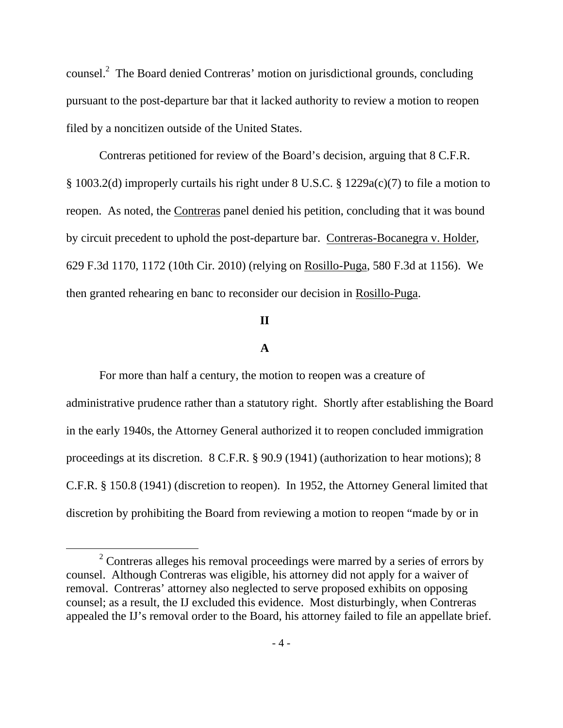counsel.[2] The Board denied Contreras' motion on jurisdictional grounds, concluding pursuant to the post-departure bar that it lacked authority to review a motion to reopen filed by a noncitizen outside of the United States.

Contreras petitioned for review of the Board's decision, arguing that 8 C.F.R. § 1003.2(d) improperly curtails his right under 8 U.S.C. § 1229a(c)(7) to file a motion to reopen. As noted, the Contreras panel denied his petition, concluding that it was bound by circuit precedent to uphold the post-departure bar. Contreras-Bocanegra v. Holder, 629 F.3d 1170, 1172 (10th Cir. 2010) (relying on Rosillo-Puga, 580 F.3d at 1156). We then granted rehearing en banc to reconsider our decision in Rosillo-Puga.

## II

### A

For more than half a century, the motion to reopen was a creature of administrative prudence rather than a statutory right. Shortly after establishing the Board in the early 1940s, the Attorney General authorized it to reopen concluded immigration proceedings at its discretion. 8 C.F.R. § 90.9 (1941) (authorization to hear motions); 8 C.F.R. § 150.8 (1941) (discretion to reopen). In 1952, the Attorney General limited that discretion by prohibiting the Board from reviewing a motion to reopen "made by or in

[2] Contreras alleges his removal proceedings were marred by a series of errors by counsel. Although Contreras was eligible, his attorney did not apply for a waiver of removal. Contreras' attorney also neglected to serve proposed exhibits on opposing counsel; as a result, the IJ excluded this evidence. Most disturbingly, when Contreras appealed the IJ's removal order to the Board, his attorney failed to file an appellate brief.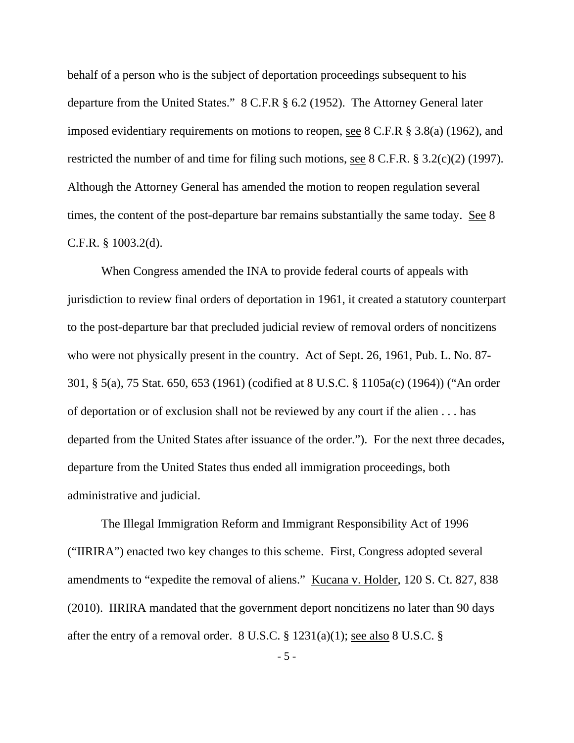behalf of a person who is the subject of deportation proceedings subsequent to his departure from the United States." 8 C.F.R § 6.2 (1952). The Attorney General later imposed evidentiary requirements on motions to reopen, see 8 C.F.R § 3.8(a) (1962), and restricted the number of and time for filing such motions, see 8 C.F.R. § 3.2(c)(2) (1997). Although the Attorney General has amended the motion to reopen regulation several times, the content of the post-departure bar remains substantially the same today. See 8 C.F.R. § 1003.2(d).

When Congress amended the INA to provide federal courts of appeals with jurisdiction to review final orders of deportation in 1961, it created a statutory counterpart to the post-departure bar that precluded judicial review of removal orders of noncitizens who were not physically present in the country. Act of Sept. 26, 1961, Pub. L. No. 87-301, § 5(a), 75 Stat. 650, 653 (1961) (codified at 8 U.S.C. § 1105a(c) (1964)) ("An order of deportation or of exclusion shall not be reviewed by any court if the alien . . . has departed from the United States after issuance of the order."). For the next three decades, departure from the United States thus ended all immigration proceedings, both administrative and judicial.

The Illegal Immigration Reform and Immigrant Responsibility Act of 1996 ("IIRIRA") enacted two key changes to this scheme. First, Congress adopted several amendments to "expedite the removal of aliens." Kucana v. Holder, 120 S. Ct. 827, 838 (2010). IIRIRA mandated that the government deport noncitizens no later than 90 days after the entry of a removal order. 8 U.S.C. § 1231(a)(1); see also 8 U.S.C. §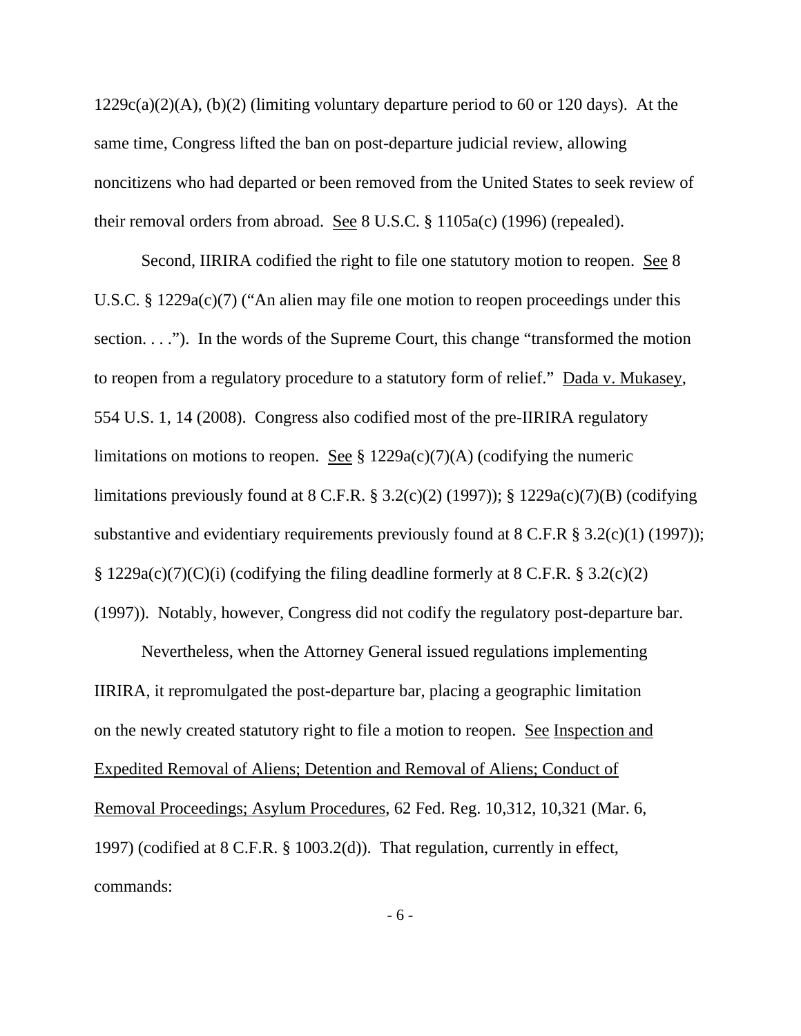1229c(a)(2)(A), (b)(2) (limiting voluntary departure period to 60 or 120 days). At the same time, Congress lifted the ban on post-departure judicial review, allowing noncitizens who had departed or been removed from the United States to seek review of their removal orders from abroad. See 8 U.S.C. § 1105a(c) (1996) (repealed).

Second, IIRIRA codified the right to file one statutory motion to reopen. See 8 U.S.C. § 1229a(c)(7) ("An alien may file one motion to reopen proceedings under this section. . . ."). In the words of the Supreme Court, this change "transformed the motion to reopen from a regulatory procedure to a statutory form of relief." Dada v. Mukasey, 554 U.S. 1, 14 (2008). Congress also codified most of the pre-IIRIRA regulatory limitations on motions to reopen. See § 1229a(c)(7)(A) (codifying the numeric limitations previously found at 8 C.F.R. § 3.2(c)(2) (1997)); § 1229a(c)(7)(B) (codifying substantive and evidentiary requirements previously found at 8 C.F.R § 3.2(c)(1) (1997)); § 1229a(c)(7)(C)(i) (codifying the filing deadline formerly at 8 C.F.R. § 3.2(c)(2) (1997)). Notably, however, Congress did not codify the regulatory post-departure bar.

Nevertheless, when the Attorney General issued regulations implementing IIRIRA, it repromulgated the post-departure bar, placing a geographic limitation on the newly created statutory right to file a motion to reopen. See Inspection and Expedited Removal of Aliens; Detention and Removal of Aliens; Conduct of Removal Proceedings; Asylum Procedures, 62 Fed. Reg. 10,312, 10,321 (Mar. 6, 1997) (codified at 8 C.F.R. § 1003.2(d)). That regulation, currently in effect, commands: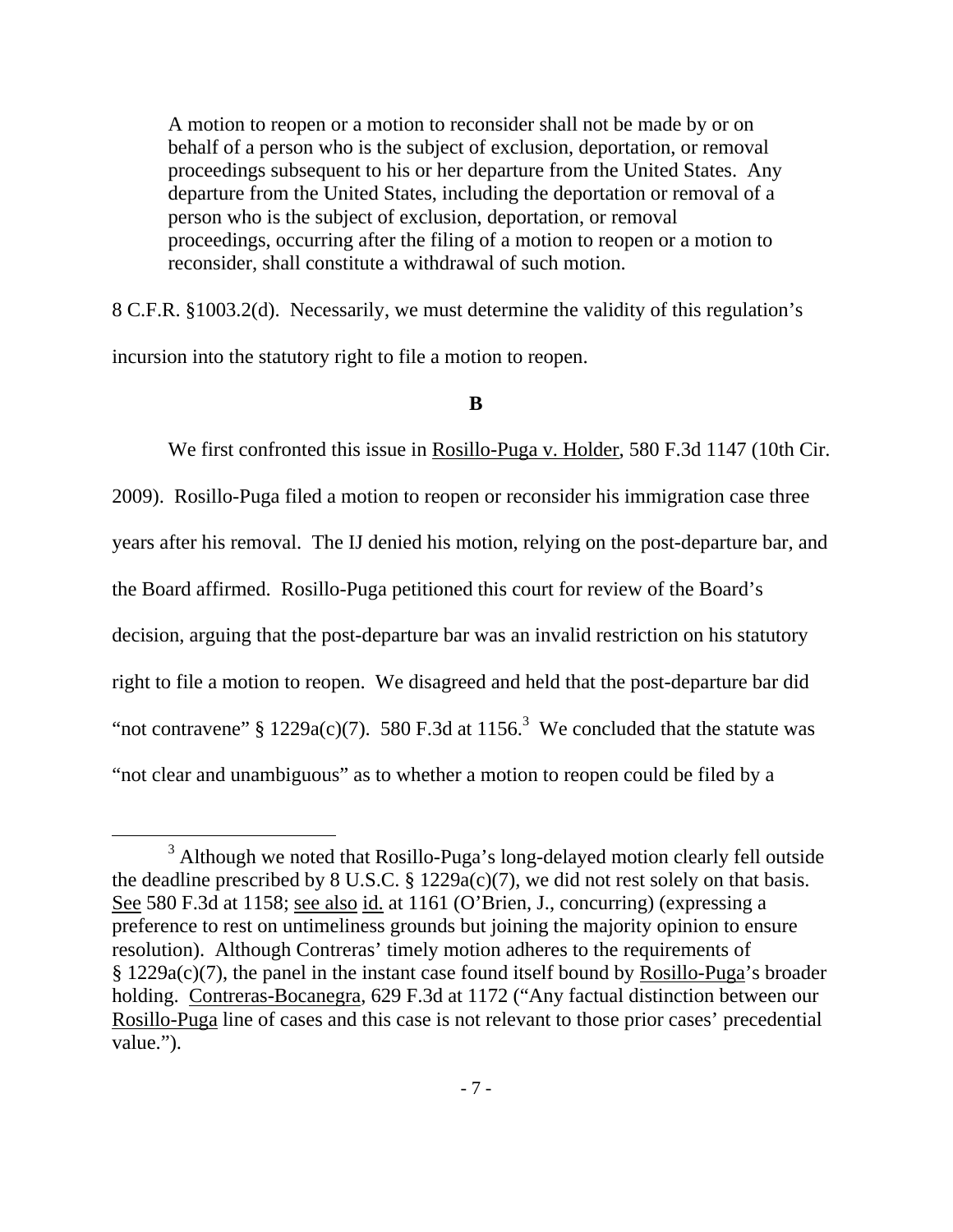> A motion to reopen or a motion to reconsider shall not be made by or on behalf of a person who is the subject of exclusion, deportation, or removal proceedings subsequent to his or her departure from the United States. Any departure from the United States, including the deportation or removal of a person who is the subject of exclusion, deportation, or removal proceedings, occurring after the filing of a motion to reopen or a motion to reconsider, shall constitute a withdrawal of such motion.

8 C.F.R. §1003.2(d). Necessarily, we must determine the validity of this regulation's incursion into the statutory right to file a motion to reopen.

**B**

We first confronted this issue in Rosillo-Puga v. Holder, 580 F.3d 1147 (10th Cir. 2009). Rosillo-Puga filed a motion to reopen or reconsider his immigration case three years after his removal. The IJ denied his motion, relying on the post-departure bar, and the Board affirmed. Rosillo-Puga petitioned this court for review of the Board's decision, arguing that the post-departure bar was an invalid restriction on his statutory right to file a motion to reopen. We disagreed and held that the post-departure bar did "not contravene" § 1229a(c)(7). 580 F.3d at 1156.[3] We concluded that the statute was "not clear and unambiguous" as to whether a motion to reopen could be filed by a

[3] Although we noted that Rosillo-Puga's long-delayed motion clearly fell outside the deadline prescribed by 8 U.S.C. § 1229a(c)(7), we did not rest solely on that basis. See 580 F.3d at 1158; see also id. at 1161 (O'Brien, J., concurring) (expressing a preference to rest on untimeliness grounds but joining the majority opinion to ensure resolution). Although Contreras' timely motion adheres to the requirements of § 1229a(c)(7), the panel in the instant case found itself bound by Rosillo-Puga's broader holding. Contreras-Bocanegra, 629 F.3d at 1172 ("Any factual distinction between our Rosillo-Puga line of cases and this case is not relevant to those prior cases' precedential value.").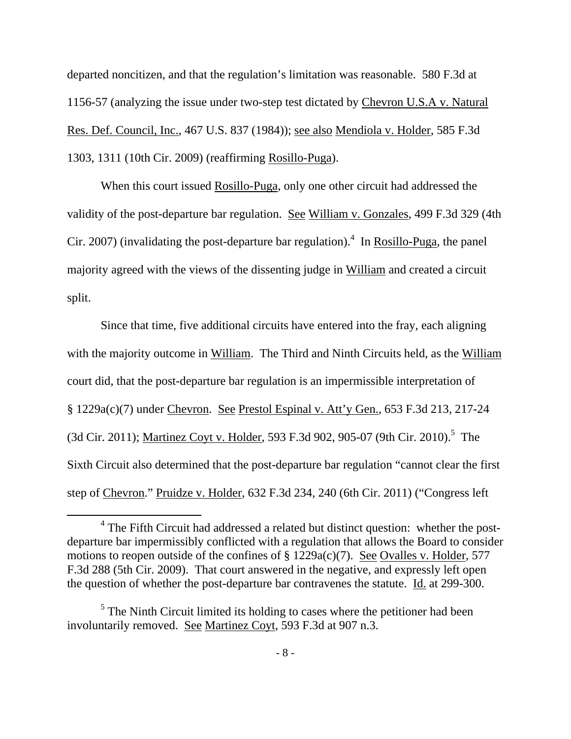departed noncitizen, and that the regulation's limitation was reasonable. 580 F.3d at 1156-57 (analyzing the issue under two-step test dictated by Chevron U.S.A v. Natural Res. Def. Council, Inc., 467 U.S. 837 (1984)); see also Mendiola v. Holder, 585 F.3d 1303, 1311 (10th Cir. 2009) (reaffirming Rosillo-Puga).

When this court issued Rosillo-Puga, only one other circuit had addressed the validity of the post-departure bar regulation. See William v. Gonzales, 499 F.3d 329 (4th Cir. 2007) (invalidating the post-departure bar regulation).[4] In Rosillo-Puga, the panel majority agreed with the views of the dissenting judge in William and created a circuit split.

Since that time, five additional circuits have entered into the fray, each aligning with the majority outcome in William. The Third and Ninth Circuits held, as the William court did, that the post-departure bar regulation is an impermissible interpretation of § 1229a(c)(7) under Chevron. See Prestol Espinal v. Att'y Gen., 653 F.3d 213, 217-24 (3d Cir. 2011); Martinez Coyt v. Holder, 593 F.3d 902, 905-07 (9th Cir. 2010).[5] The Sixth Circuit also determined that the post-departure bar regulation "cannot clear the first step of Chevron." Pruidze v. Holder, 632 F.3d 234, 240 (6th Cir. 2011) ("Congress left

[4] The Fifth Circuit had addressed a related but distinct question: whether the post-departure bar impermissibly conflicted with a regulation that allows the Board to consider motions to reopen outside of the confines of § 1229a(c)(7). See Ovalles v. Holder, 577 F.3d 288 (5th Cir. 2009). That court answered in the negative, and expressly left open the question of whether the post-departure bar contravenes the statute. Id. at 299-300.

[5] The Ninth Circuit limited its holding to cases where the petitioner had been involuntarily removed. See Martinez Coyt, 593 F.3d at 907 n.3.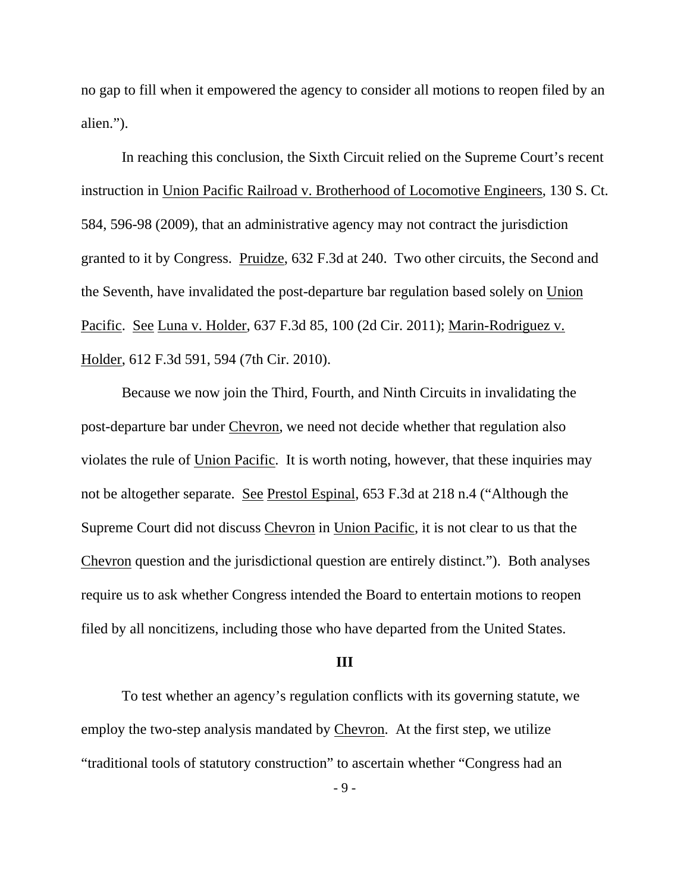no gap to fill when it empowered the agency to consider all motions to reopen filed by an alien.").

In reaching this conclusion, the Sixth Circuit relied on the Supreme Court's recent instruction in Union Pacific Railroad v. Brotherhood of Locomotive Engineers, 130 S. Ct. 584, 596-98 (2009), that an administrative agency may not contract the jurisdiction granted to it by Congress. Pruidze, 632 F.3d at 240. Two other circuits, the Second and the Seventh, have invalidated the post-departure bar regulation based solely on Union Pacific. See Luna v. Holder, 637 F.3d 85, 100 (2d Cir. 2011); Marin-Rodriguez v. Holder, 612 F.3d 591, 594 (7th Cir. 2010).

Because we now join the Third, Fourth, and Ninth Circuits in invalidating the post-departure bar under Chevron, we need not decide whether that regulation also violates the rule of Union Pacific. It is worth noting, however, that these inquiries may not be altogether separate. See Prestol Espinal, 653 F.3d at 218 n.4 ("Although the Supreme Court did not discuss Chevron in Union Pacific, it is not clear to us that the Chevron question and the jurisdictional question are entirely distinct."). Both analyses require us to ask whether Congress intended the Board to entertain motions to reopen filed by all noncitizens, including those who have departed from the United States.

**III**

To test whether an agency's regulation conflicts with its governing statute, we employ the two-step analysis mandated by Chevron. At the first step, we utilize "traditional tools of statutory construction" to ascertain whether "Congress had an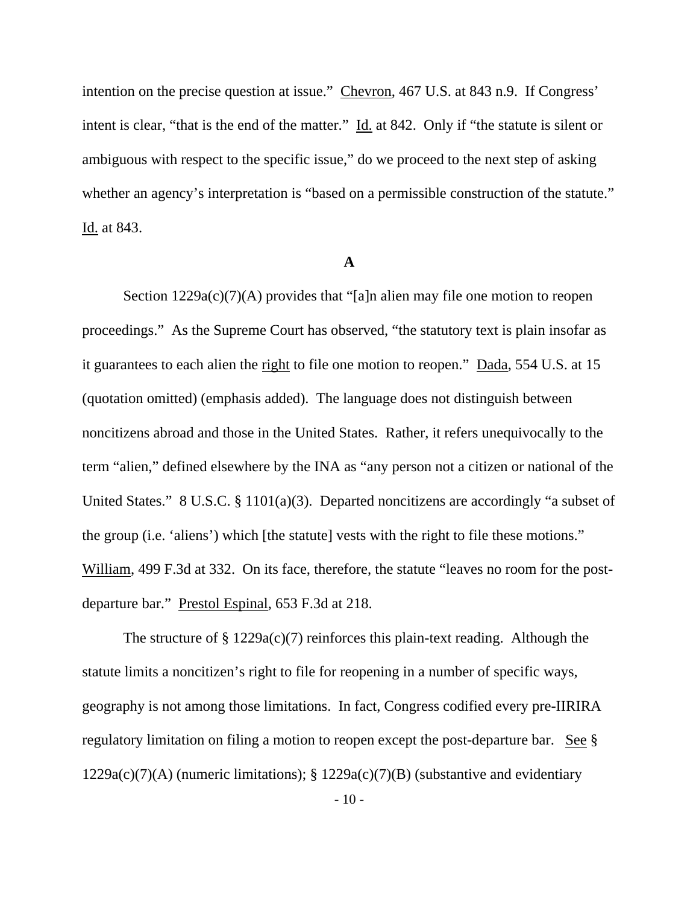intention on the precise question at issue." Chevron, 467 U.S. at 843 n.9. If Congress' intent is clear, "that is the end of the matter." Id. at 842. Only if "the statute is silent or ambiguous with respect to the specific issue," do we proceed to the next step of asking whether an agency's interpretation is "based on a permissible construction of the statute." Id. at 843.

### A

Section 1229a(c)(7)(A) provides that "[a]n alien may file one motion to reopen proceedings." As the Supreme Court has observed, "the statutory text is plain insofar as it guarantees to each alien the right to file one motion to reopen." Dada, 554 U.S. at 15 (quotation omitted) (emphasis added). The language does not distinguish between noncitizens abroad and those in the United States. Rather, it refers unequivocally to the term "alien," defined elsewhere by the INA as "any person not a citizen or national of the United States." 8 U.S.C. § 1101(a)(3). Departed noncitizens are accordingly "a subset of the group (i.e. 'aliens') which [the statute] vests with the right to file these motions." William, 499 F.3d at 332. On its face, therefore, the statute "leaves no room for the post-departure bar." Prestol Espinal, 653 F.3d at 218.

The structure of § 1229a(c)(7) reinforces this plain-text reading. Although the statute limits a noncitizen's right to file for reopening in a number of specific ways, geography is not among those limitations. In fact, Congress codified every pre-IIRIRA regulatory limitation on filing a motion to reopen except the post-departure bar. See § 1229a(c)(7)(A) (numeric limitations); § 1229a(c)(7)(B) (substantive and evidentiary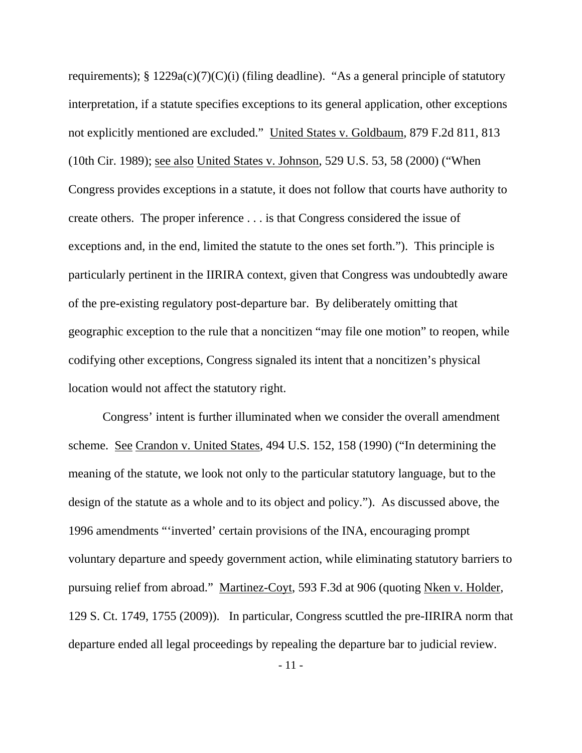requirements); § 1229a(c)(7)(C)(i) (filing deadline). "As a general principle of statutory interpretation, if a statute specifies exceptions to its general application, other exceptions not explicitly mentioned are excluded." United States v. Goldbaum, 879 F.2d 811, 813 (10th Cir. 1989); see also United States v. Johnson, 529 U.S. 53, 58 (2000) ("When Congress provides exceptions in a statute, it does not follow that courts have authority to create others. The proper inference . . . is that Congress considered the issue of exceptions and, in the end, limited the statute to the ones set forth."). This principle is particularly pertinent in the IIRIRA context, given that Congress was undoubtedly aware of the pre-existing regulatory post-departure bar. By deliberately omitting that geographic exception to the rule that a noncitizen "may file one motion" to reopen, while codifying other exceptions, Congress signaled its intent that a noncitizen's physical location would not affect the statutory right.

Congress' intent is further illuminated when we consider the overall amendment scheme. See Crandon v. United States, 494 U.S. 152, 158 (1990) ("In determining the meaning of the statute, we look not only to the particular statutory language, but to the design of the statute as a whole and to its object and policy."). As discussed above, the 1996 amendments "'inverted' certain provisions of the INA, encouraging prompt voluntary departure and speedy government action, while eliminating statutory barriers to pursuing relief from abroad." Martinez-Coyt, 593 F.3d at 906 (quoting Nken v. Holder, 129 S. Ct. 1749, 1755 (2009)). In particular, Congress scuttled the pre-IIRIRA norm that departure ended all legal proceedings by repealing the departure bar to judicial review.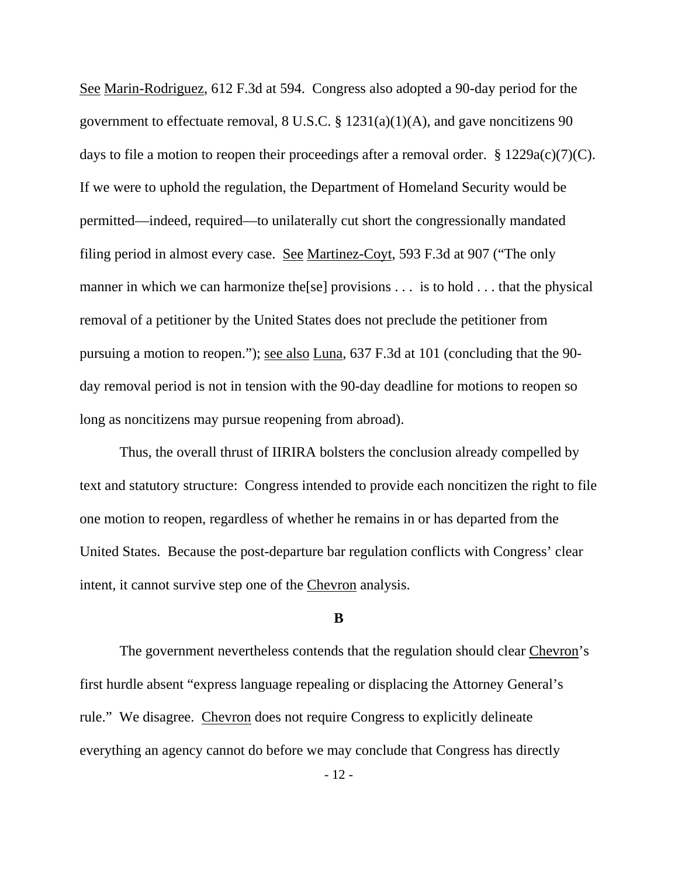See Marin-Rodriguez, 612 F.3d at 594. Congress also adopted a 90-day period for the government to effectuate removal, 8 U.S.C. § 1231(a)(1)(A), and gave noncitizens 90 days to file a motion to reopen their proceedings after a removal order. § 1229a(c)(7)(C). If we were to uphold the regulation, the Department of Homeland Security would be permitted—indeed, required—to unilaterally cut short the congressionally mandated filing period in almost every case. See Martinez-Coyt, 593 F.3d at 907 ("The only manner in which we can harmonize the[se] provisions . . . is to hold . . . that the physical removal of a petitioner by the United States does not preclude the petitioner from pursuing a motion to reopen."); see also Luna, 637 F.3d at 101 (concluding that the 90-day removal period is not in tension with the 90-day deadline for motions to reopen so long as noncitizens may pursue reopening from abroad).

Thus, the overall thrust of IIRIRA bolsters the conclusion already compelled by text and statutory structure: Congress intended to provide each noncitizen the right to file one motion to reopen, regardless of whether he remains in or has departed from the United States. Because the post-departure bar regulation conflicts with Congress' clear intent, it cannot survive step one of the Chevron analysis.

### B

The government nevertheless contends that the regulation should clear Chevron's first hurdle absent "express language repealing or displacing the Attorney General's rule." We disagree. Chevron does not require Congress to explicitly delineate everything an agency cannot do before we may conclude that Congress has directly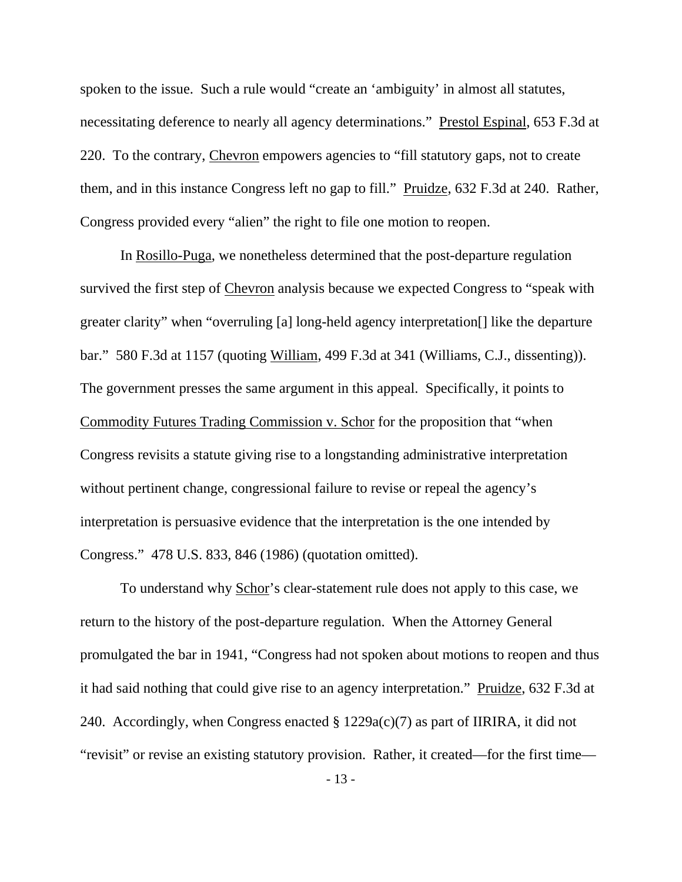spoken to the issue. Such a rule would "create an 'ambiguity' in almost all statutes, necessitating deference to nearly all agency determinations." Prestol Espinal, 653 F.3d at 220. To the contrary, Chevron empowers agencies to "fill statutory gaps, not to create them, and in this instance Congress left no gap to fill." Pruidze, 632 F.3d at 240. Rather, Congress provided every "alien" the right to file one motion to reopen.

In Rosillo-Puga, we nonetheless determined that the post-departure regulation survived the first step of Chevron analysis because we expected Congress to "speak with greater clarity" when "overruling [a] long-held agency interpretation[] like the departure bar." 580 F.3d at 1157 (quoting William, 499 F.3d at 341 (Williams, C.J., dissenting)). The government presses the same argument in this appeal. Specifically, it points to Commodity Futures Trading Commission v. Schor for the proposition that "when Congress revisits a statute giving rise to a longstanding administrative interpretation without pertinent change, congressional failure to revise or repeal the agency's interpretation is persuasive evidence that the interpretation is the one intended by Congress." 478 U.S. 833, 846 (1986) (quotation omitted).

To understand why Schor's clear-statement rule does not apply to this case, we return to the history of the post-departure regulation. When the Attorney General promulgated the bar in 1941, "Congress had not spoken about motions to reopen and thus it had said nothing that could give rise to an agency interpretation." Pruidze, 632 F.3d at 240. Accordingly, when Congress enacted § 1229a(c)(7) as part of IIRIRA, it did not "revisit" or revise an existing statutory provision. Rather, it created—for the first time—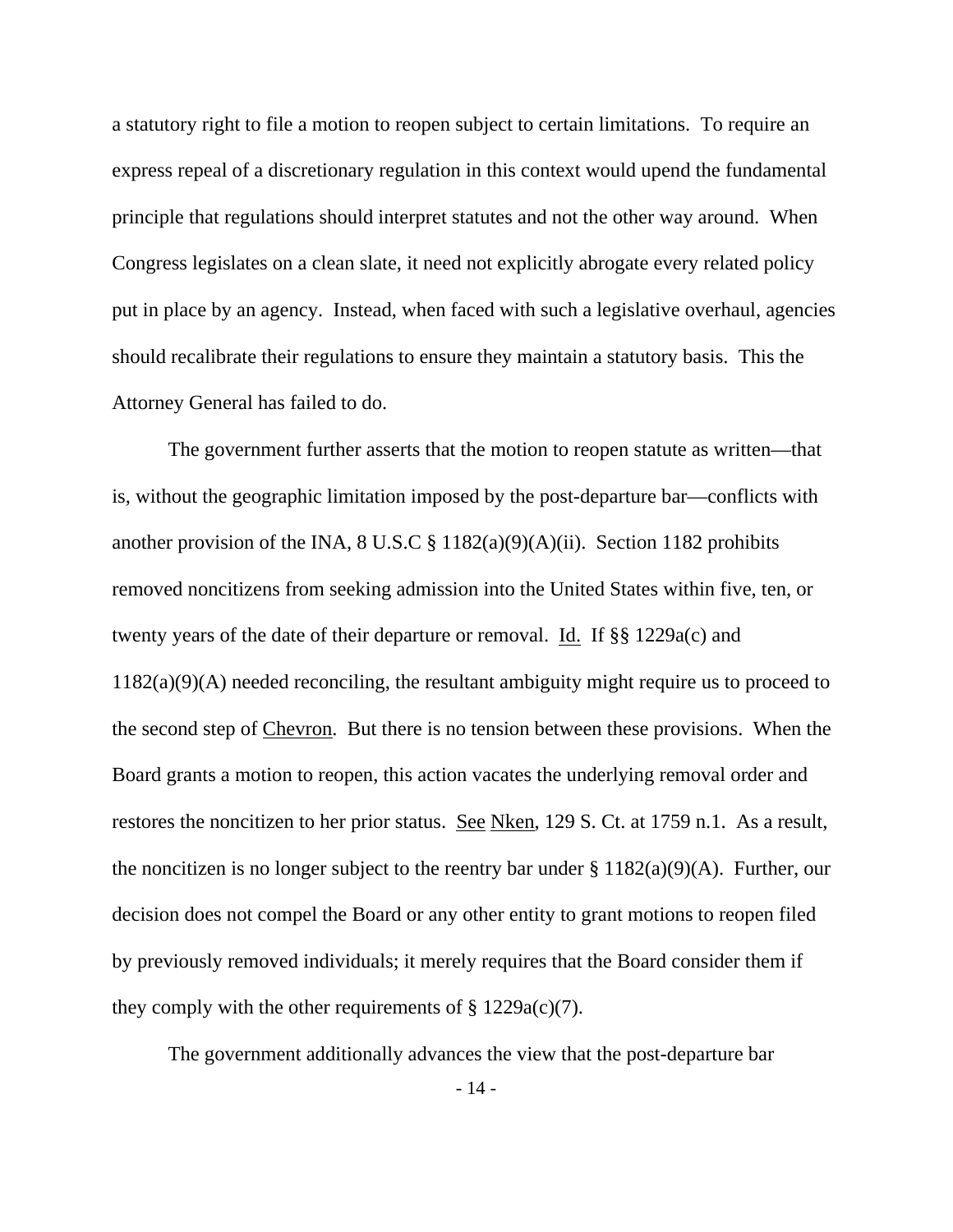a statutory right to file a motion to reopen subject to certain limitations. To require an express repeal of a discretionary regulation in this context would upend the fundamental principle that regulations should interpret statutes and not the other way around. When Congress legislates on a clean slate, it need not explicitly abrogate every related policy put in place by an agency. Instead, when faced with such a legislative overhaul, agencies should recalibrate their regulations to ensure they maintain a statutory basis. This the Attorney General has failed to do.

The government further asserts that the motion to reopen statute as written—that is, without the geographic limitation imposed by the post-departure bar—conflicts with another provision of the INA, 8 U.S.C § 1182(a)(9)(A)(ii). Section 1182 prohibits removed noncitizens from seeking admission into the United States within five, ten, or twenty years of the date of their departure or removal. Id. If §§ 1229a(c) and 1182(a)(9)(A) needed reconciling, the resultant ambiguity might require us to proceed to the second step of Chevron. But there is no tension between these provisions. When the Board grants a motion to reopen, this action vacates the underlying removal order and restores the noncitizen to her prior status. See Nken, 129 S. Ct. at 1759 n.1. As a result, the noncitizen is no longer subject to the reentry bar under § 1182(a)(9)(A). Further, our decision does not compel the Board or any other entity to grant motions to reopen filed by previously removed individuals; it merely requires that the Board consider them if they comply with the other requirements of § 1229a(c)(7).

The government additionally advances the view that the post-departure bar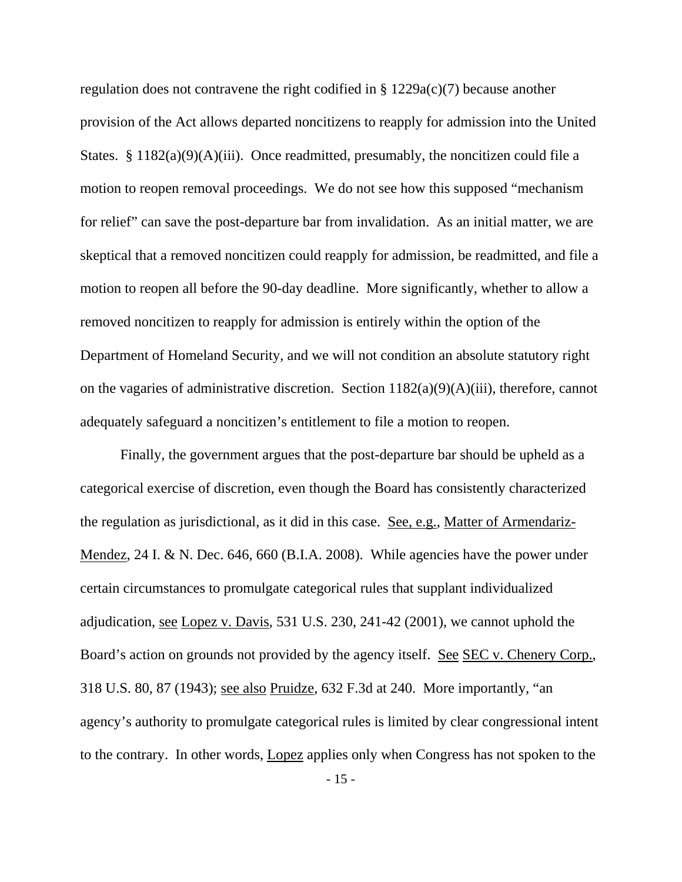regulation does not contravene the right codified in § 1229a(c)(7) because another provision of the Act allows departed noncitizens to reapply for admission into the United States. § 1182(a)(9)(A)(iii). Once readmitted, presumably, the noncitizen could file a motion to reopen removal proceedings. We do not see how this supposed "mechanism for relief" can save the post-departure bar from invalidation. As an initial matter, we are skeptical that a removed noncitizen could reapply for admission, be readmitted, and file a motion to reopen all before the 90-day deadline. More significantly, whether to allow a removed noncitizen to reapply for admission is entirely within the option of the Department of Homeland Security, and we will not condition an absolute statutory right on the vagaries of administrative discretion. Section 1182(a)(9)(A)(iii), therefore, cannot adequately safeguard a noncitizen's entitlement to file a motion to reopen.

Finally, the government argues that the post-departure bar should be upheld as a categorical exercise of discretion, even though the Board has consistently characterized the regulation as jurisdictional, as it did in this case. See, e.g., Matter of Armendariz-Mendez, 24 I. & N. Dec. 646, 660 (B.I.A. 2008). While agencies have the power under certain circumstances to promulgate categorical rules that supplant individualized adjudication, see Lopez v. Davis, 531 U.S. 230, 241-42 (2001), we cannot uphold the Board's action on grounds not provided by the agency itself. See SEC v. Chenery Corp., 318 U.S. 80, 87 (1943); see also Pruidze, 632 F.3d at 240. More importantly, "an agency's authority to promulgate categorical rules is limited by clear congressional intent to the contrary. In other words, Lopez applies only when Congress has not spoken to the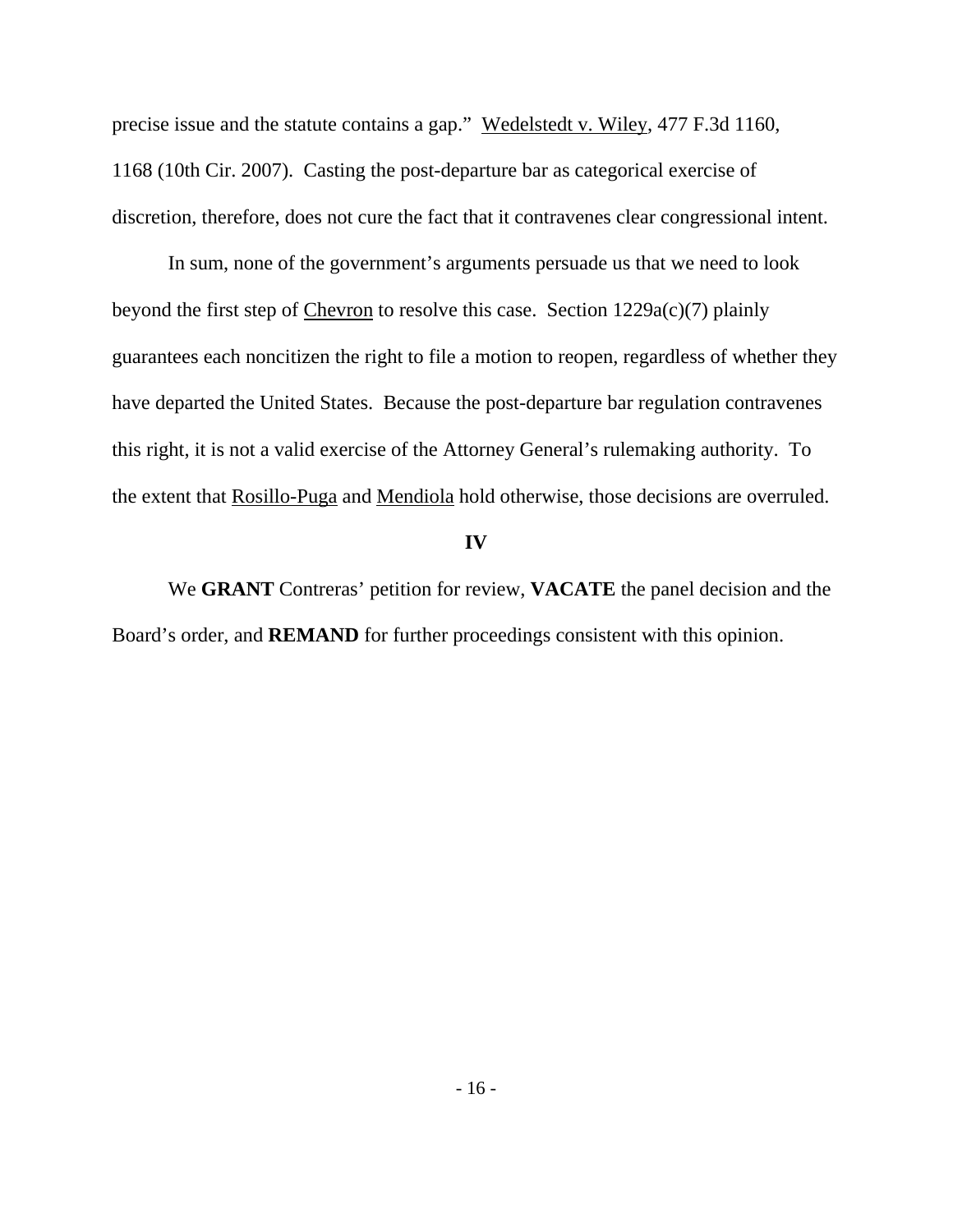precise issue and the statute contains a gap." Wedelstedt v. Wiley, 477 F.3d 1160, 1168 (10th Cir. 2007). Casting the post-departure bar as categorical exercise of discretion, therefore, does not cure the fact that it contravenes clear congressional intent.

In sum, none of the government's arguments persuade us that we need to look beyond the first step of Chevron to resolve this case. Section 1229a(c)(7) plainly guarantees each noncitizen the right to file a motion to reopen, regardless of whether they have departed the United States. Because the post-departure bar regulation contravenes this right, it is not a valid exercise of the Attorney General's rulemaking authority. To the extent that Rosillo-Puga and Mendiola hold otherwise, those decisions are overruled.

**IV**

We **GRANT** Contreras' petition for review, **VACATE** the panel decision and the Board's order, and **REMAND** for further proceedings consistent with this opinion.